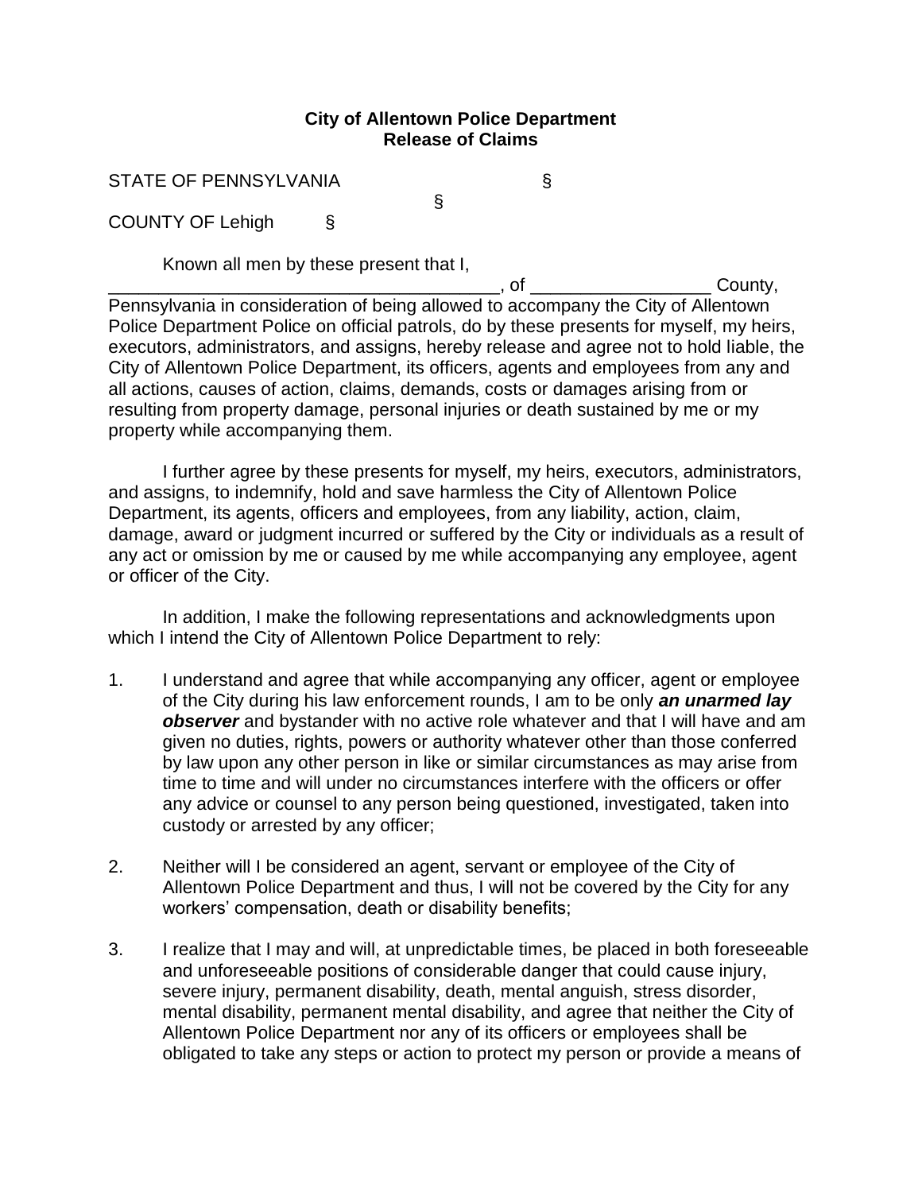**City of Allentown Police Department**
**Release of Claims**

STATE OF PENNSYLVANIA §
§
COUNTY OF Lehigh §

Known all men by these present that I, ________________________________________, of __________________ County, Pennsylvania in consideration of being allowed to accompany the City of Allentown Police Department Police on official patrols, do by these presents for myself, my heirs, executors, administrators, and assigns, hereby release and agree not to hold liable, the City of Allentown Police Department, its officers, agents and employees from any and all actions, causes of action, claims, demands, costs or damages arising from or resulting from property damage, personal injuries or death sustained by me or my property while accompanying them.

I further agree by these presents for myself, my heirs, executors, administrators, and assigns, to indemnify, hold and save harmless the City of Allentown Police Department, its agents, officers and employees, from any liability, action, claim, damage, award or judgment incurred or suffered by the City or individuals as a result of any act or omission by me or caused by me while accompanying any employee, agent or officer of the City.

In addition, I make the following representations and acknowledgments upon which I intend the City of Allentown Police Department to rely:

1. I understand and agree that while accompanying any officer, agent or employee of the City during his law enforcement rounds, I am to be only ***an unarmed lay observer*** and bystander with no active role whatever and that I will have and am given no duties, rights, powers or authority whatever other than those conferred by law upon any other person in like or similar circumstances as may arise from time to time and will under no circumstances interfere with the officers or offer any advice or counsel to any person being questioned, investigated, taken into custody or arrested by any officer;

2. Neither will I be considered an agent, servant or employee of the City of Allentown Police Department and thus, I will not be covered by the City for any workers' compensation, death or disability benefits;

3. I realize that I may and will, at unpredictable times, be placed in both foreseeable and unforeseeable positions of considerable danger that could cause injury, severe injury, permanent disability, death, mental anguish, stress disorder, mental disability, permanent mental disability, and agree that neither the City of Allentown Police Department nor any of its officers or employees shall be obligated to take any steps or action to protect my person or provide a means of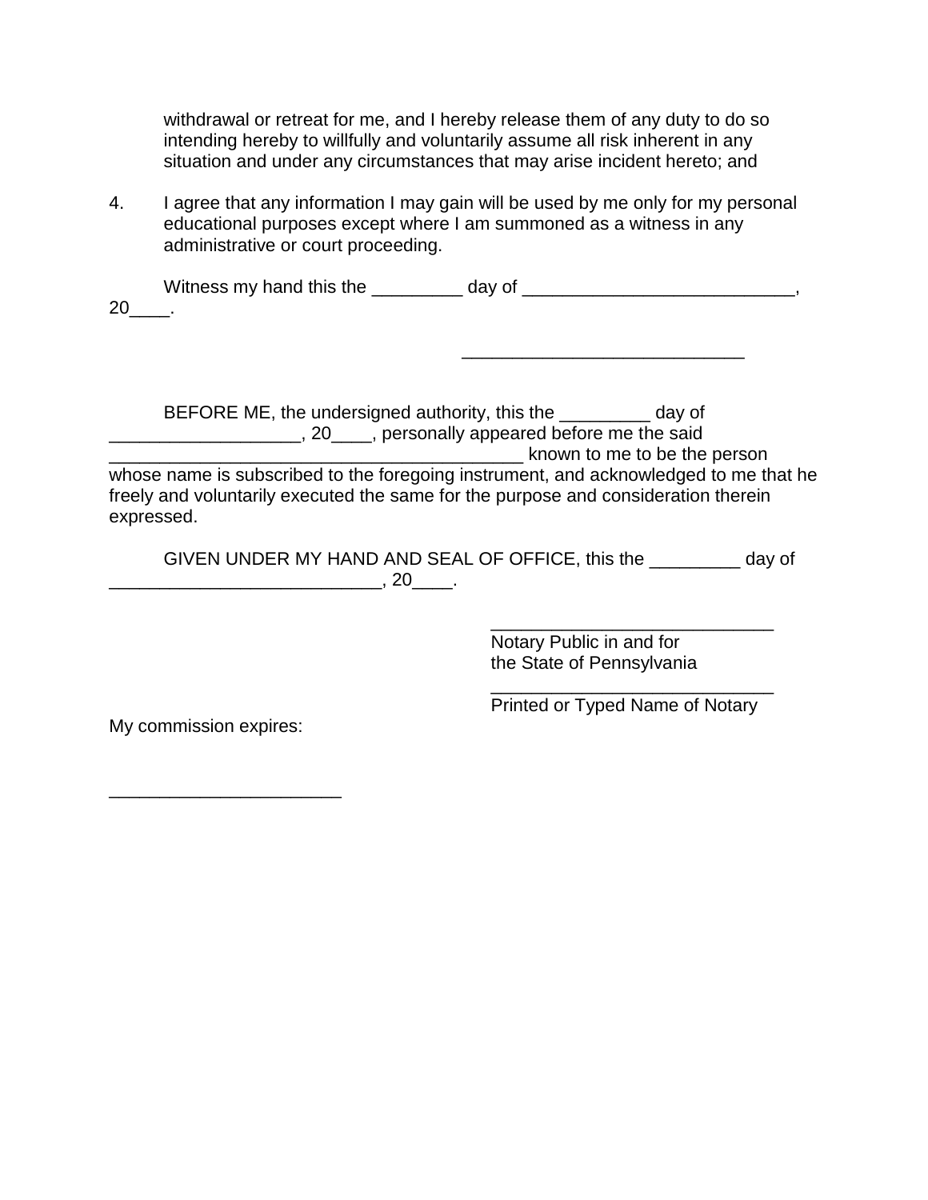withdrawal or retreat for me, and I hereby release them of any duty to do so intending hereby to willfully and voluntarily assume all risk inherent in any situation and under any circumstances that may arise incident hereto; and

4. I agree that any information I may gain will be used by me only for my personal educational purposes except where I am summoned as a witness in any administrative or court proceeding.

Witness my hand this the _________ day of ___________________________, 20____.

____________________________

BEFORE ME, the undersigned authority, this the _________ day of ___________________, 20____, personally appeared before me the said __________________________________________ known to me to be the person whose name is subscribed to the foregoing instrument, and acknowledged to me that he freely and voluntarily executed the same for the purpose and consideration therein expressed.

GIVEN UNDER MY HAND AND SEAL OF OFFICE, this the _________ day of ___________________________, 20____.

____________________________
Notary Public in and for
the State of Pennsylvania

____________________________
Printed or Typed Name of Notary

My commission expires:

_______________________